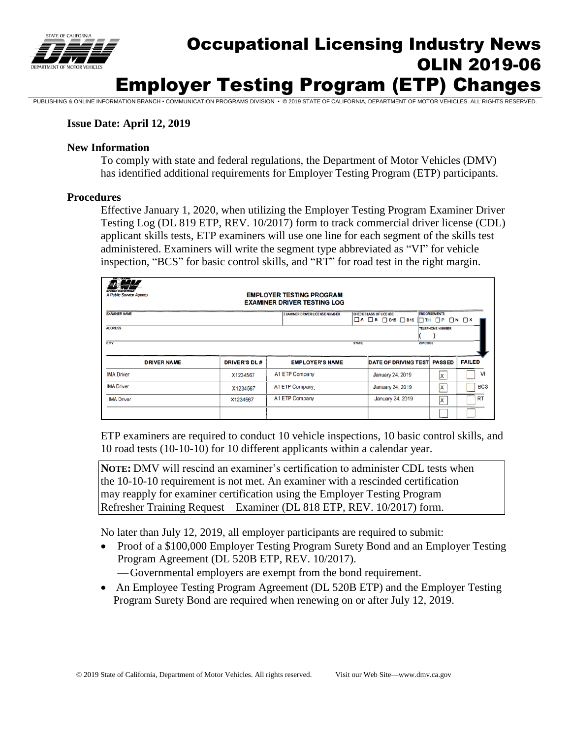# Occupational Licensing Industry News
# OLIN 2019-06
# Employer Testing Program (ETP) Changes

PUBLISHING & ONLINE INFORMATION BRANCH • COMMUNICATION PROGRAMS DIVISION • © 2019 STATE OF CALIFORNIA, DEPARTMENT OF MOTOR VEHICLES. ALL RIGHTS RESERVED.

**Issue Date: April 12, 2019**

**New Information**

To comply with state and federal regulations, the Department of Motor Vehicles (DMV) has identified additional requirements for Employer Testing Program (ETP) participants.

**Procedures**

Effective January 1, 2020, when utilizing the Employer Testing Program Examiner Driver Testing Log (DL 819 ETP, REV. 10/2017) form to track commercial driver license (CDL) applicant skills tests, ETP examiners will use one line for each segment of the skills test administered. Examiners will write the segment type abbreviated as "VI" for vehicle inspection, "BCS" for basic control skills, and "RT" for road test in the right margin.

**EMPLOYER TESTING PROGRAM EXAMINER DRIVER TESTING LOG**

A Public Service Agency

EXAMINER NAME | EXAMINER DRIVER LICENSE NUMBER | CHECK CLASS OF LICENSE ☐A ☐B ☐B15 ☐B16 | ENDORSEMENTS ☐TH ☐P ☐N ☐X

ADDRESS | TELEPHONE NUMBER ( )

CITY | STATE | ZIP CODE

| DRIVER NAME | DRIVER'S DL # | EMPLOYER'S NAME | DATE OF DRIVING TEST | PASSED | FAILED | |
|---|---|---|---|---|---|---|
| IMA Driver | X1234567 | A1 ETP Company | January 24, 2019 | X | ☐ | VI |
| IMA Driver | X1234567 | A1 ETP Company, | January 24, 2019 | X | ☐ | BCS |
| IMA Driver | X1234567 | A1 ETP Company | January 24, 2019 | X | ☐ | RT |
| | | | | ☐ | ☐ | |

ETP examiners are required to conduct 10 vehicle inspections, 10 basic control skills, and 10 road tests (10-10-10) for 10 different applicants within a calendar year.

> **NOTE:** DMV will rescind an examiner's certification to administer CDL tests when the 10-10-10 requirement is not met. An examiner with a rescinded certification may reapply for examiner certification using the Employer Testing Program Refresher Training Request—Examiner (DL 818 ETP, REV. 10/2017) form.

No later than July 12, 2019, all employer participants are required to submit:

- Proof of a $100,000 Employer Testing Program Surety Bond and an Employer Testing Program Agreement (DL 520B ETP, REV. 10/2017).
  - —Governmental employers are exempt from the bond requirement.
- An Employee Testing Program Agreement (DL 520B ETP) and the Employer Testing Program Surety Bond are required when renewing on or after July 12, 2019.

© 2019 State of California, Department of Motor Vehicles. All rights reserved. Visit our Web Site—www.dmv.ca.gov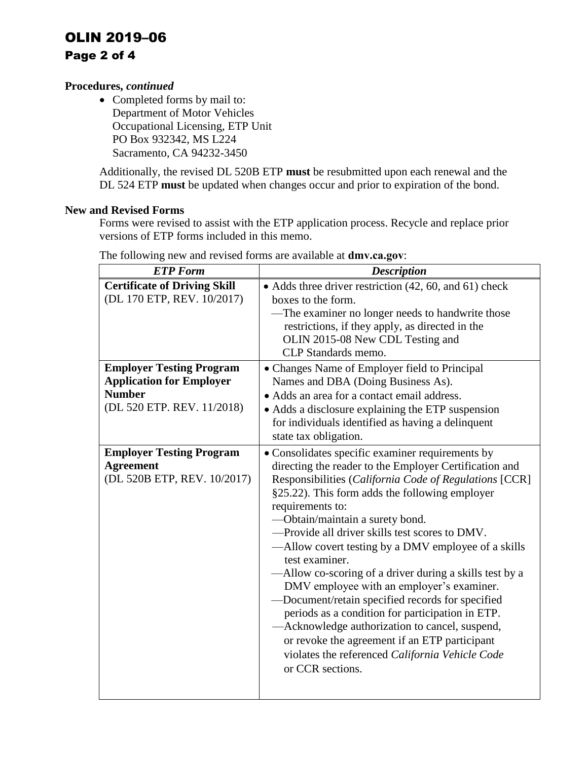**Procedures,** ***continued***

- Completed forms by mail to:
  Department of Motor Vehicles
  Occupational Licensing, ETP Unit
  PO Box 932342, MS L224
  Sacramento, CA 94232-3450

Additionally, the revised DL 520B ETP **must** be resubmitted upon each renewal and the DL 524 ETP **must** be updated when changes occur and prior to expiration of the bond.

**New and Revised Forms**

Forms were revised to assist with the ETP application process. Recycle and replace prior versions of ETP forms included in this memo.

The following new and revised forms are available at **dmv.ca.gov**:

| ***ETP Form*** | ***Description*** |
|---|---|
| **Certificate of Driving Skill** (DL 170 ETP, REV. 10/2017) | • Adds three driver restriction (42, 60, and 61) check boxes to the form.<br>—The examiner no longer needs to handwrite those restrictions, if they apply, as directed in the OLIN 2015-08 New CDL Testing and CLP Standards memo. |
| **Employer Testing Program Application for Employer Number** (DL 520 ETP. REV. 11/2018) | • Changes Name of Employer field to Principal Names and DBA (Doing Business As).<br>• Adds an area for a contact email address.<br>• Adds a disclosure explaining the ETP suspension for individuals identified as having a delinquent state tax obligation. |
| **Employer Testing Program Agreement** (DL 520B ETP, REV. 10/2017) | • Consolidates specific examiner requirements by directing the reader to the Employer Certification and Responsibilities (*California Code of Regulations* [CCR] §25.22). This form adds the following employer requirements to:<br>—Obtain/maintain a surety bond.<br>—Provide all driver skills test scores to DMV.<br>—Allow covert testing by a DMV employee of a skills test examiner.<br>—Allow co-scoring of a driver during a skills test by a DMV employee with an employer's examiner.<br>—Document/retain specified records for specified periods as a condition for participation in ETP.<br>—Acknowledge authorization to cancel, suspend, or revoke the agreement if an ETP participant violates the referenced *California Vehicle Code* or CCR sections. |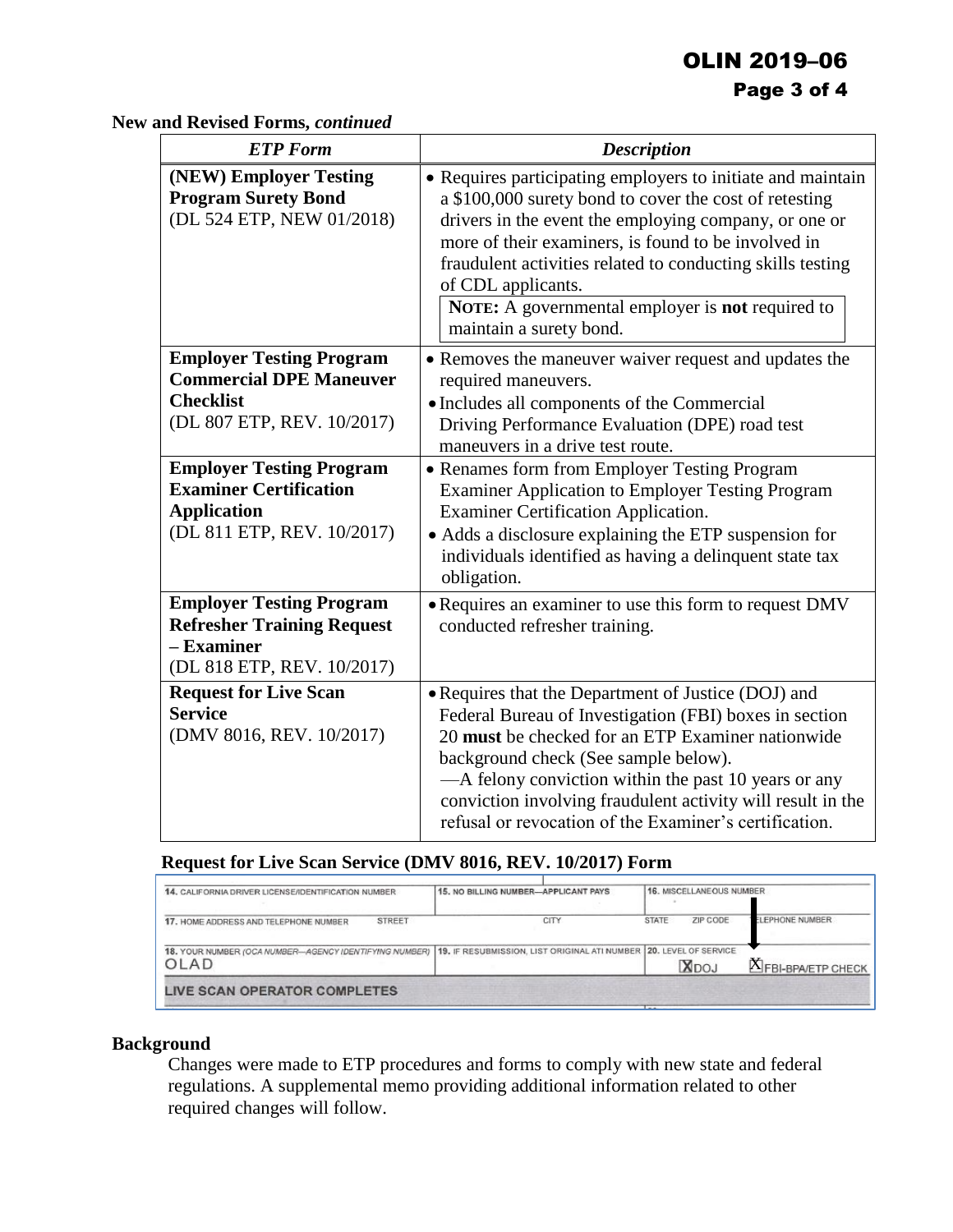**New and Revised Forms,** ***continued***

| *ETP Form* | *Description* |
|---|---|
| **(NEW) Employer Testing Program Surety Bond** (DL 524 ETP, NEW 01/2018) | • Requires participating employers to initiate and maintain a $100,000 surety bond to cover the cost of retesting drivers in the event the employing company, or one or more of their examiners, is found to be involved in fraudulent activities related to conducting skills testing of CDL applicants. **NOTE:** A governmental employer is **not** required to maintain a surety bond. |
| **Employer Testing Program Commercial DPE Maneuver Checklist** (DL 807 ETP, REV. 10/2017) | • Removes the maneuver waiver request and updates the required maneuvers. • Includes all components of the Commercial Driving Performance Evaluation (DPE) road test maneuvers in a drive test route. |
| **Employer Testing Program Examiner Certification Application** (DL 811 ETP, REV. 10/2017) | • Renames form from Employer Testing Program Examiner Application to Employer Testing Program Examiner Certification Application. • Adds a disclosure explaining the ETP suspension for individuals identified as having a delinquent state tax obligation. |
| **Employer Testing Program Refresher Training Request – Examiner** (DL 818 ETP, REV. 10/2017) | • Requires an examiner to use this form to request DMV conducted refresher training. |
| **Request for Live Scan Service** (DMV 8016, REV. 10/2017) | • Requires that the Department of Justice (DOJ) and Federal Bureau of Investigation (FBI) boxes in section 20 **must** be checked for an ETP Examiner nationwide background check (See sample below). —A felony conviction within the past 10 years or any conviction involving fraudulent activity will result in the refusal or revocation of the Examiner's certification. |

**Request for Live Scan Service (DMV 8016, REV. 10/2017) Form**

| 14. CALIFORNIA DRIVER LICENSE/IDENTIFICATION NUMBER | 15. NO BILLING NUMBER—APPLICANT PAYS | 16. MISCELLANEOUS NUMBER |
|---|---|---|
| 17. HOME ADDRESS AND TELEPHONE NUMBER STREET | CITY | STATE ZIP CODE TELEPHONE NUMBER |
| 18. YOUR NUMBER *(OCA NUMBER—AGENCY IDENTIFYING NUMBER)* OLAD | 19. IF RESUBMISSION, LIST ORIGINAL ATI NUMBER | 20. LEVEL OF SERVICE [X] DOJ [X] FBI-BPA/ETP CHECK |
| LIVE SCAN OPERATOR COMPLETES | | |

## Background

Changes were made to ETP procedures and forms to comply with new state and federal regulations. A supplemental memo providing additional information related to other required changes will follow.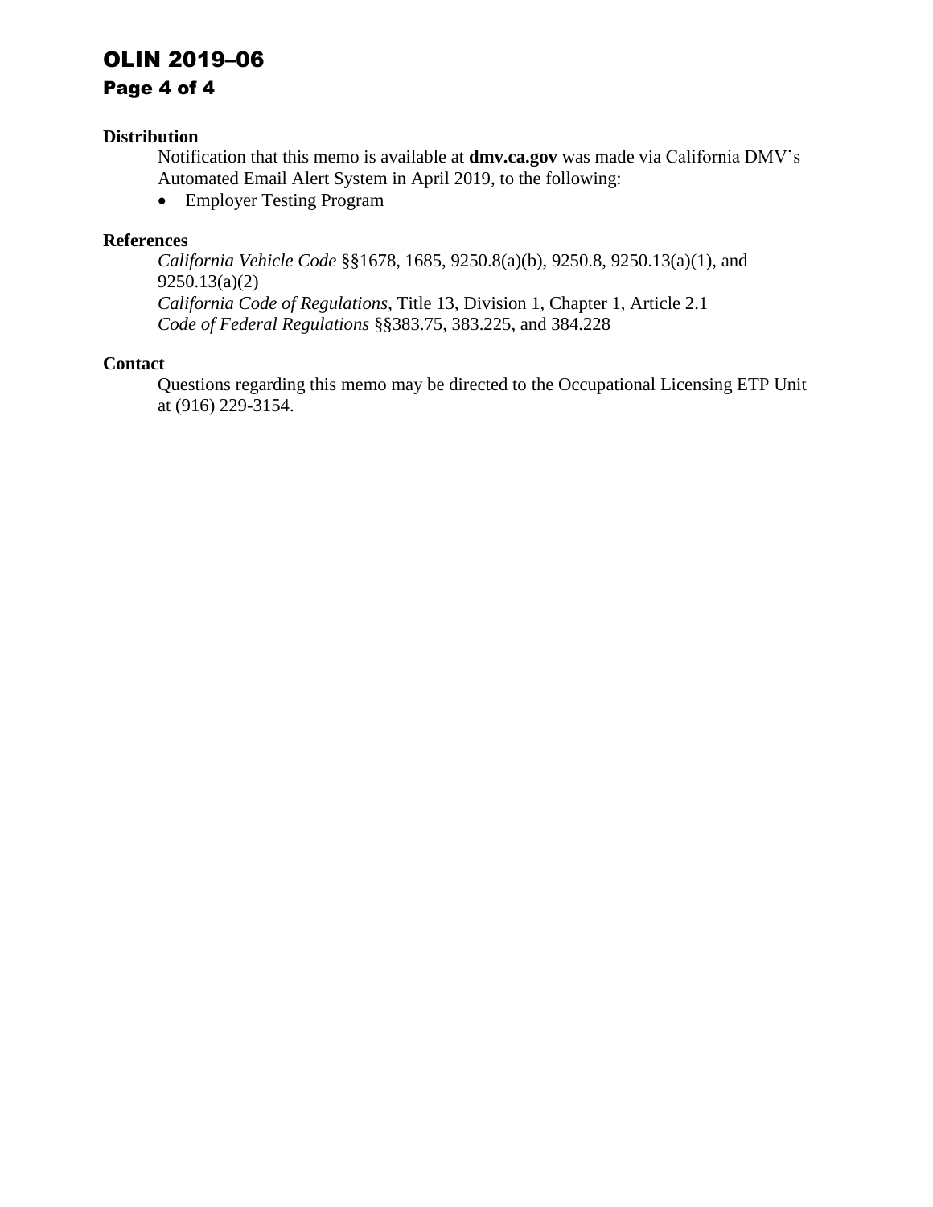**Distribution**

Notification that this memo is available at **dmv.ca.gov** was made via California DMV's Automated Email Alert System in April 2019, to the following:

- Employer Testing Program

**References**

*California Vehicle Code* §§1678, 1685, 9250.8(a)(b), 9250.8, 9250.13(a)(1), and 9250.13(a)(2)
*California Code of Regulations*, Title 13, Division 1, Chapter 1, Article 2.1
*Code of Federal Regulations* §§383.75, 383.225, and 384.228

**Contact**

Questions regarding this memo may be directed to the Occupational Licensing ETP Unit at (916) 229-3154.